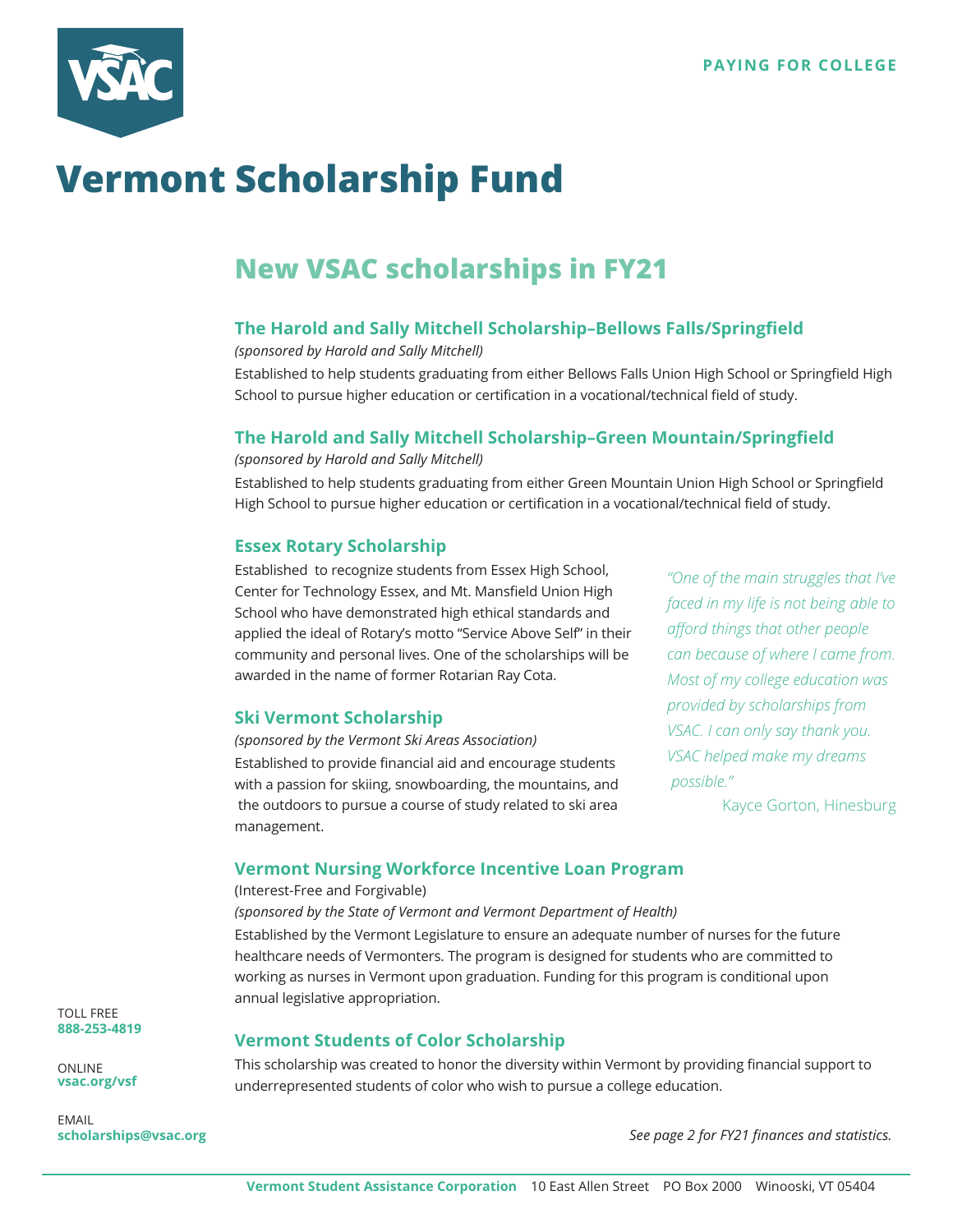PAYING FOR COLLEGE

# Vermont Scholarship Fund

## New VSAC scholarships in FY21

### The Harold and Sally Mitchell Scholarship–Bellows Falls/Springfield

*(sponsored by Harold and Sally Mitchell)*

Established to help students graduating from either Bellows Falls Union High School or Springfield High School to pursue higher education or certification in a vocational/technical field of study.

### The Harold and Sally Mitchell Scholarship–Green Mountain/Springfield

*(sponsored by Harold and Sally Mitchell)*

Established to help students graduating from either Green Mountain Union High School or Springfield High School to pursue higher education or certification in a vocational/technical field of study.

### Essex Rotary Scholarship

Established to recognize students from Essex High School, Center for Technology Essex, and Mt. Mansfield Union High School who have demonstrated high ethical standards and applied the ideal of Rotary's motto "Service Above Self" in their community and personal lives. One of the scholarships will be awarded in the name of former Rotarian Ray Cota.

### Ski Vermont Scholarship

*(sponsored by the Vermont Ski Areas Association)*

Established to provide financial aid and encourage students with a passion for skiing, snowboarding, the mountains, and the outdoors to pursue a course of study related to ski area management.

> *"One of the main struggles that I've faced in my life is not being able to afford things that other people can because of where I came from. Most of my college education was provided by scholarships from VSAC. I can only say thank you. VSAC helped make my dreams possible."*
>
> Kayce Gorton, Hinesburg

### Vermont Nursing Workforce Incentive Loan Program

(Interest-Free and Forgivable)

*(sponsored by the State of Vermont and Vermont Department of Health)*

Established by the Vermont Legislature to ensure an adequate number of nurses for the future healthcare needs of Vermonters. The program is designed for students who are committed to working as nurses in Vermont upon graduation. Funding for this program is conditional upon annual legislative appropriation.

### Vermont Students of Color Scholarship

This scholarship was created to honor the diversity within Vermont by providing financial support to underrepresented students of color who wish to pursue a college education.

*See page 2 for FY21 finances and statistics.*

TOLL FREE
**888-253-4819**

ONLINE
**vsac.org/vsf**

EMAIL
**scholarships@vsac.org**

**Vermont Student Assistance Corporation** 10 East Allen Street PO Box 2000 Winooski, VT 05404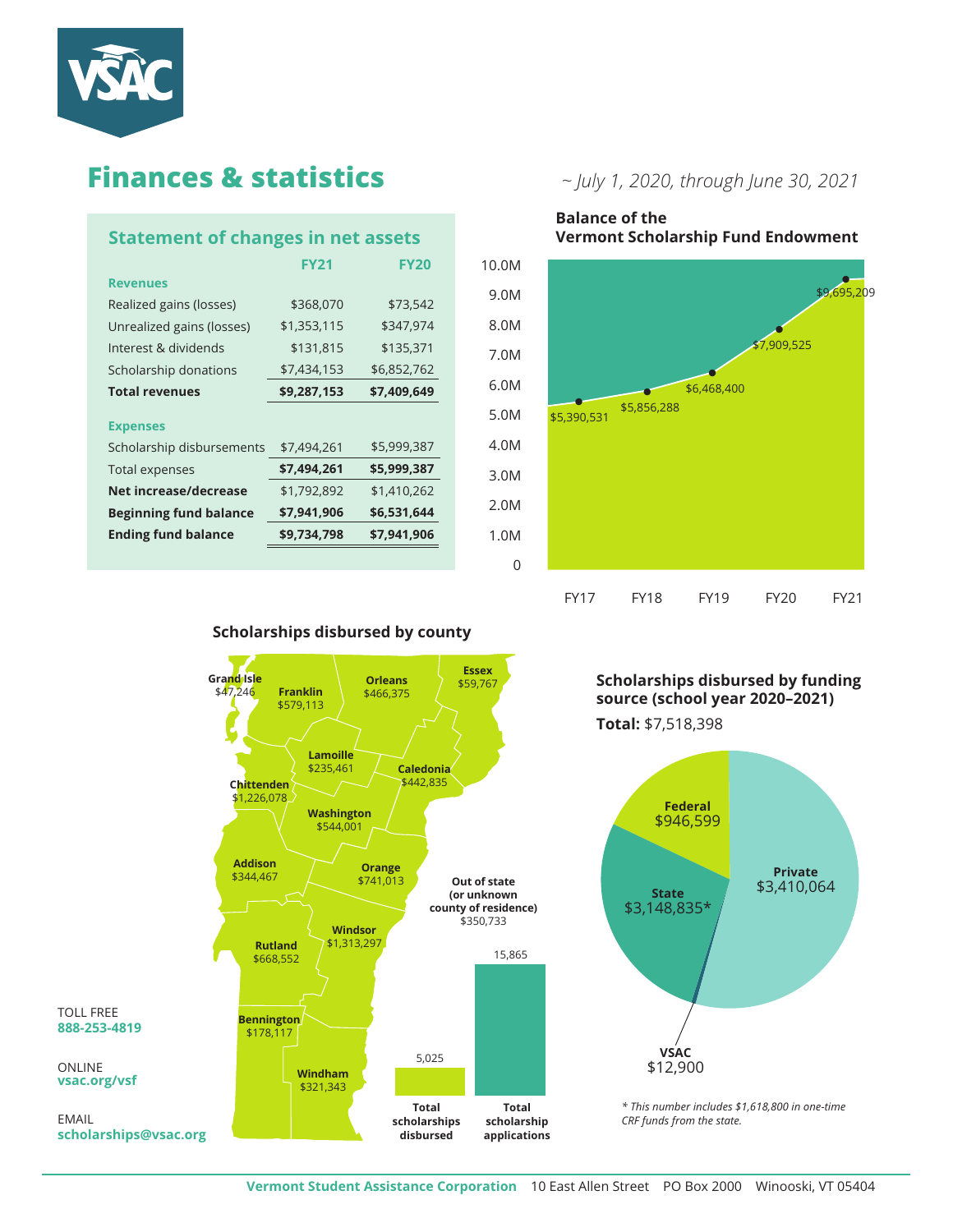# Finances & statistics

*~ July 1, 2020, through June 30, 2021*

## Statement of changes in net assets

| | FY21 | FY20 |
|---|---|---|
| **Revenues** | | |
| Realized gains (losses) | $368,070 | $73,542 |
| Unrealized gains (losses) | $1,353,115 | $347,974 |
| Interest & dividends | $131,815 | $135,371 |
| Scholarship donations | $7,434,153 | $6,852,762 |
| **Total revenues** | **$9,287,153** | **$7,409,649** |
| **Expenses** | | |
| Scholarship disbursements | $7,494,261 | $5,999,387 |
| Total expenses | **$7,494,261** | **$5,999,387** |
| **Net increase/decrease** | $1,792,892 | $1,410,262 |
| **Beginning fund balance** | **$7,941,906** | **$6,531,644** |
| **Ending fund balance** | **$9,734,798** | **$7,941,906** |

## Balance of the Vermont Scholarship Fund Endowment

10.0M
9.0M
8.0M
7.0M
6.0M
5.0M
4.0M
3.0M
2.0M
1.0M
0

FY17 $5,390,531
FY18 $5,856,288
FY19 $6,468,400
FY20 $7,909,525
FY21 $9,695,209

## Scholarships disbursed by county

Grand Isle $47,246
Franklin $579,113
Orleans $466,375
Essex $59,767
Lamoille $235,461
Caledonia $442,835
Chittenden $1,226,078
Washington $544,001
Addison $344,467
Orange $741,013
Out of state (or unknown county of residence) $350,733
Windsor $1,313,297
Rutland $668,552
Bennington $178,117
Windham $321,343

5,025 Total scholarships disbursed
15,865 Total scholarship applications

## Scholarships disbursed by funding source (school year 2020–2021)

**Total:** $7,518,398

Federal $946,599
Private $3,410,064
State $3,148,835*
VSAC $12,900

*\* This number includes $1,618,800 in one-time CRF funds from the state.*

TOLL FREE
**888-253-4819**

ONLINE
**vsac.org/vsf**

EMAIL
**scholarships@vsac.org**

**Vermont Student Assistance Corporation** 10 East Allen Street PO Box 2000 Winooski, VT 05404